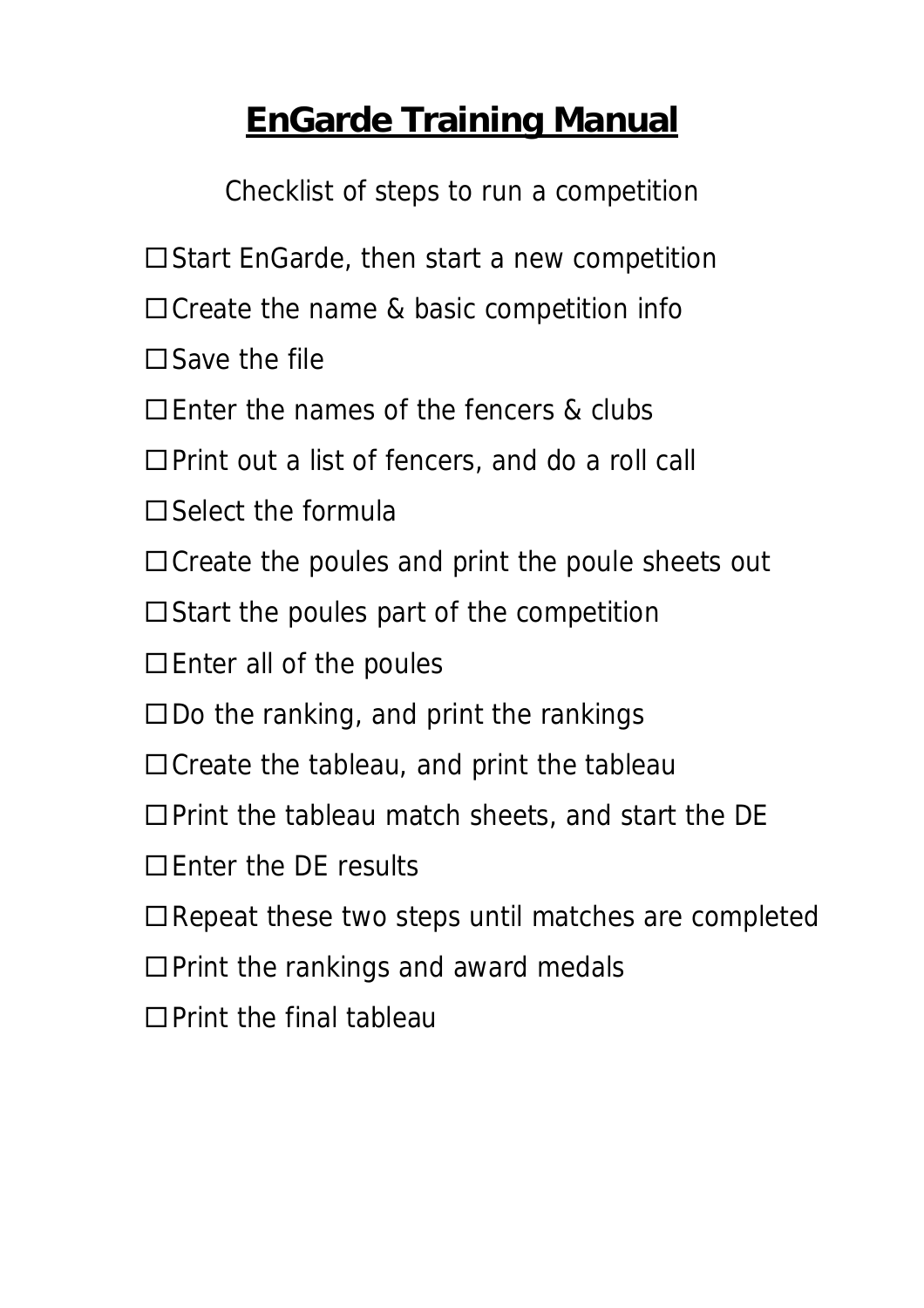# EnGarde Training Manual

Checklist of steps to run a competition

- ☐ Start EnGarde, then start a new competition
- ☐ Create the name & basic competition info
- ☐ Save the file
- ☐ Enter the names of the fencers & clubs
- ☐ Print out a list of fencers, and do a roll call
- ☐ Select the formula
- ☐ Create the poules and print the poule sheets out
- ☐ Start the poules part of the competition
- ☐ Enter all of the poules
- ☐ Do the ranking, and print the rankings
- ☐ Create the tableau, and print the tableau
- ☐ Print the tableau match sheets, and start the DE
- ☐ Enter the DE results
- ☐ Repeat these two steps until matches are completed
- ☐ Print the rankings and award medals
- ☐ Print the final tableau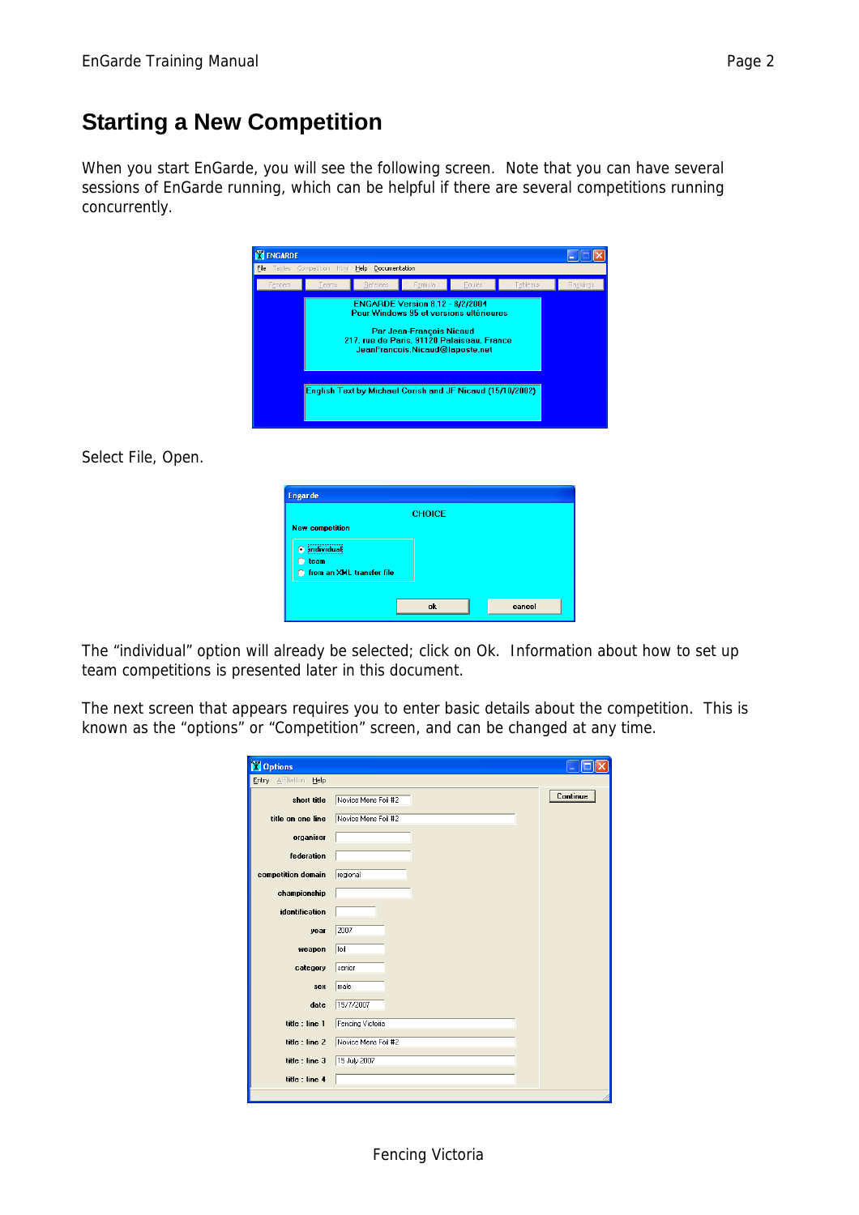# Starting a New Competition

When you start EnGarde, you will see the following screen. Note that you can have several sessions of EnGarde running, which can be helpful if there are several competitions running concurrently.

Select File, Open.

The "individual" option will already be selected; click on Ok. Information about how to set up team competitions is presented later in this document.

The next screen that appears requires you to enter basic details about the competition. This is known as the "options" or "Competition" screen, and can be changed at any time.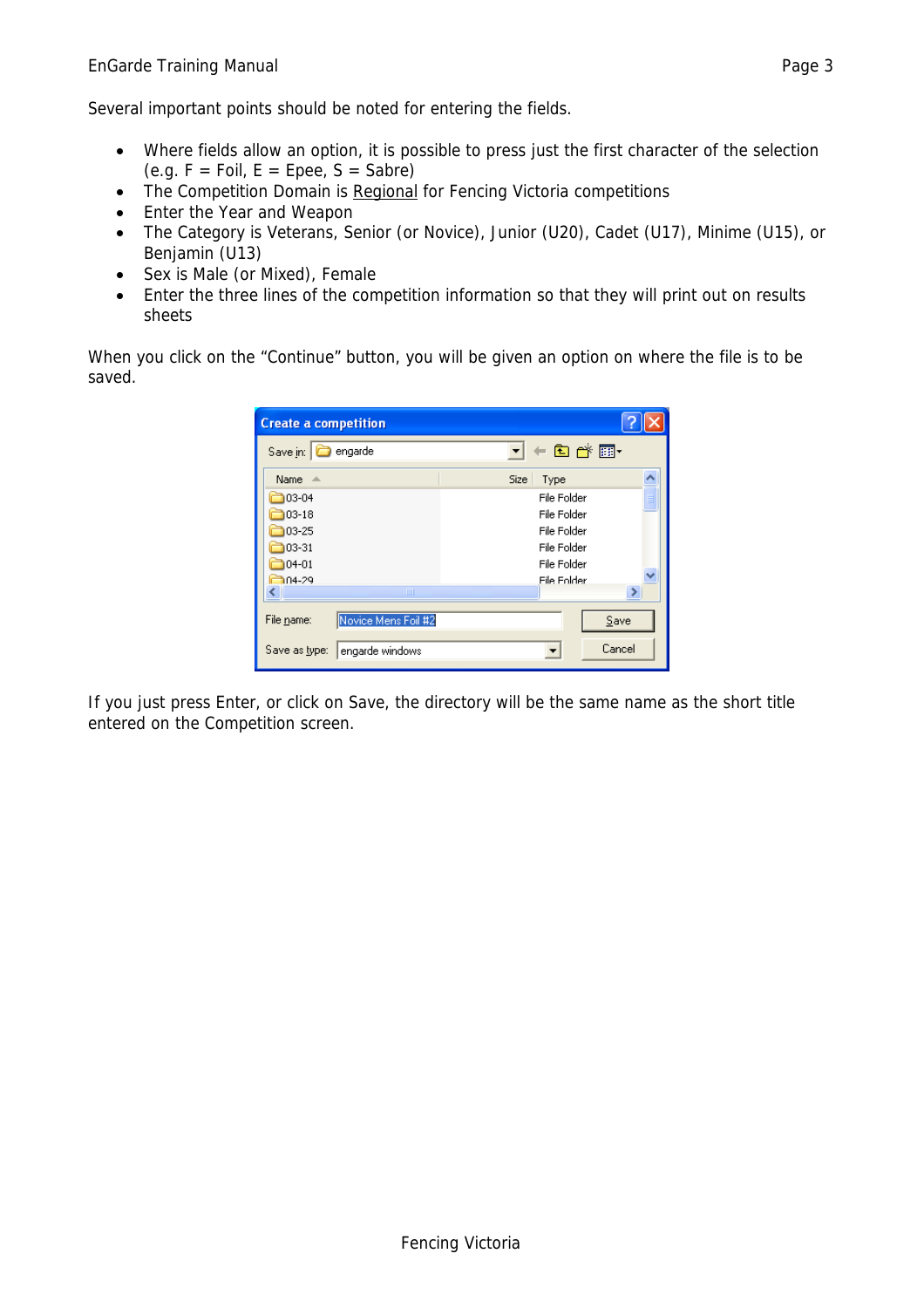Several important points should be noted for entering the fields.

- Where fields allow an option, it is possible to press just the first character of the selection (e.g. F = Foil, E = Epee, S = Sabre)
- The Competition Domain is Regional for Fencing Victoria competitions
- Enter the Year and Weapon
- The Category is Veterans, Senior (or Novice), Junior (U20), Cadet (U17), Minime (U15), or Benjamin (U13)
- Sex is Male (or Mixed), Female
- Enter the three lines of the competition information so that they will print out on results sheets

When you click on the "Continue" button, you will be given an option on where the file is to be saved.

If you just press Enter, or click on Save, the directory will be the same name as the short title entered on the Competition screen.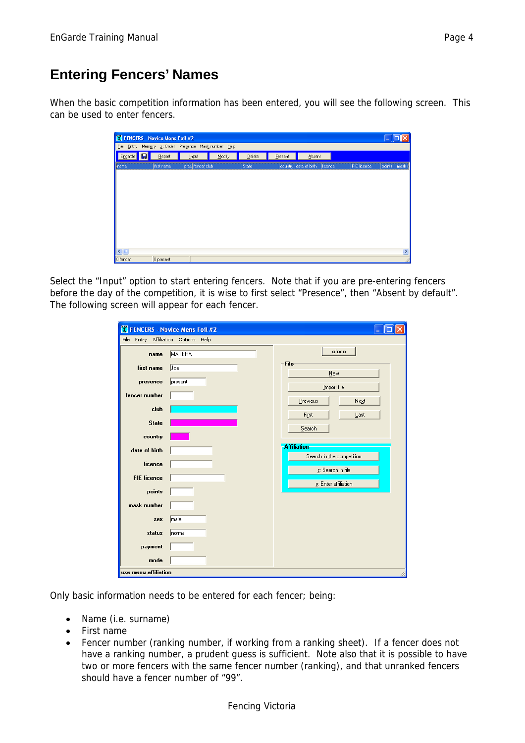# Entering Fencers' Names

When the basic competition information has been entered, you will see the following screen. This can be used to enter fencers.

Select the "Input" option to start entering fencers. Note that if you are pre-entering fencers before the day of the competition, it is wise to first select "Presence", then "Absent by default". The following screen will appear for each fencer.

Only basic information needs to be entered for each fencer; being:

- Name (i.e. surname)
- First name
- Fencer number (ranking number, if working from a ranking sheet). If a fencer does not have a ranking number, a prudent guess is sufficient. Note also that it is possible to have two or more fencers with the same fencer number (ranking), and that unranked fencers should have a fencer number of "99".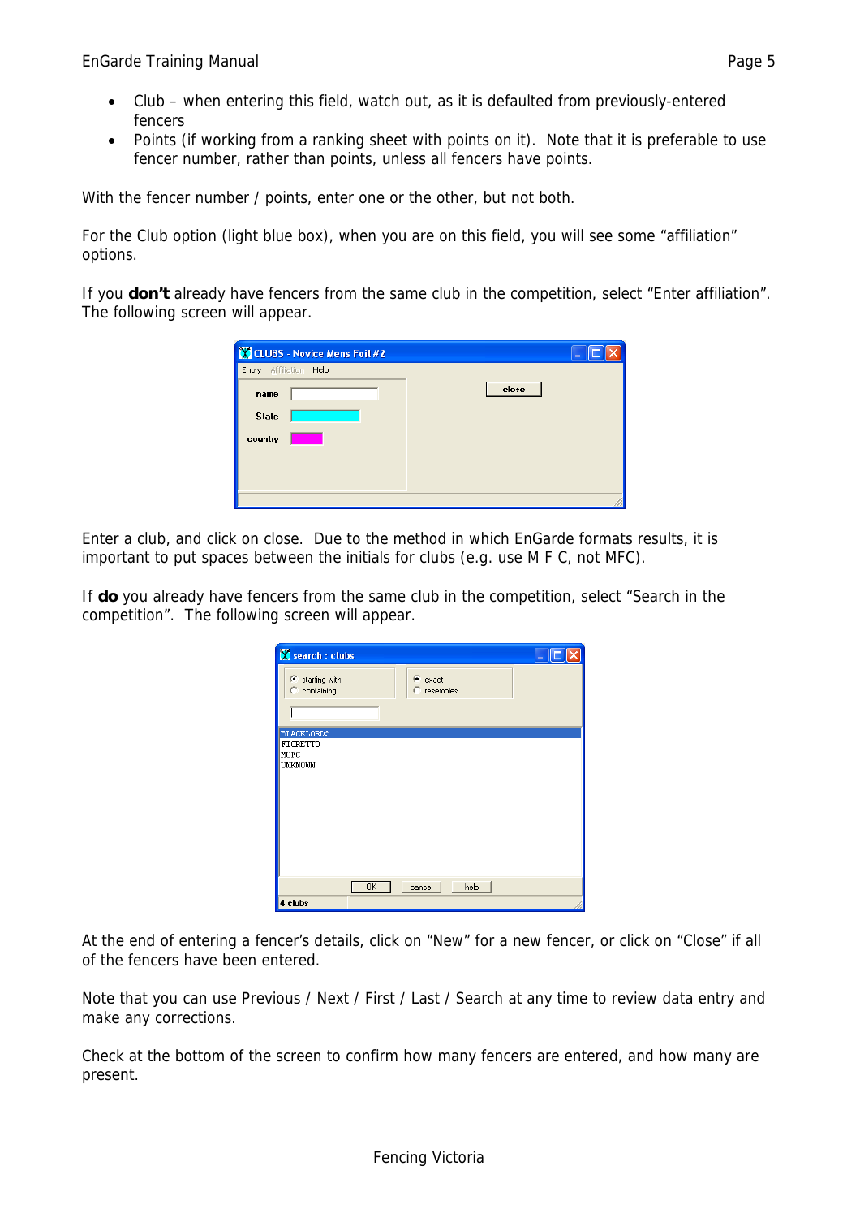- Club – when entering this field, watch out, as it is defaulted from previously-entered fencers
- Points (if working from a ranking sheet with points on it). Note that it is preferable to use fencer number, rather than points, unless all fencers have points.

With the fencer number / points, enter one or the other, but not both.

For the Club option (light blue box), when you are on this field, you will see some "affiliation" options.

If you **don't** already have fencers from the same club in the competition, select "Enter affiliation". The following screen will appear.

Enter a club, and click on close. Due to the method in which EnGarde formats results, it is important to put spaces between the initials for clubs (e.g. use M F C, not MFC).

If **do** you already have fencers from the same club in the competition, select "Search in the competition". The following screen will appear.

At the end of entering a fencer's details, click on "New" for a new fencer, or click on "Close" if all of the fencers have been entered.

Note that you can use Previous / Next / First / Last / Search at any time to review data entry and make any corrections.

Check at the bottom of the screen to confirm how many fencers are entered, and how many are present.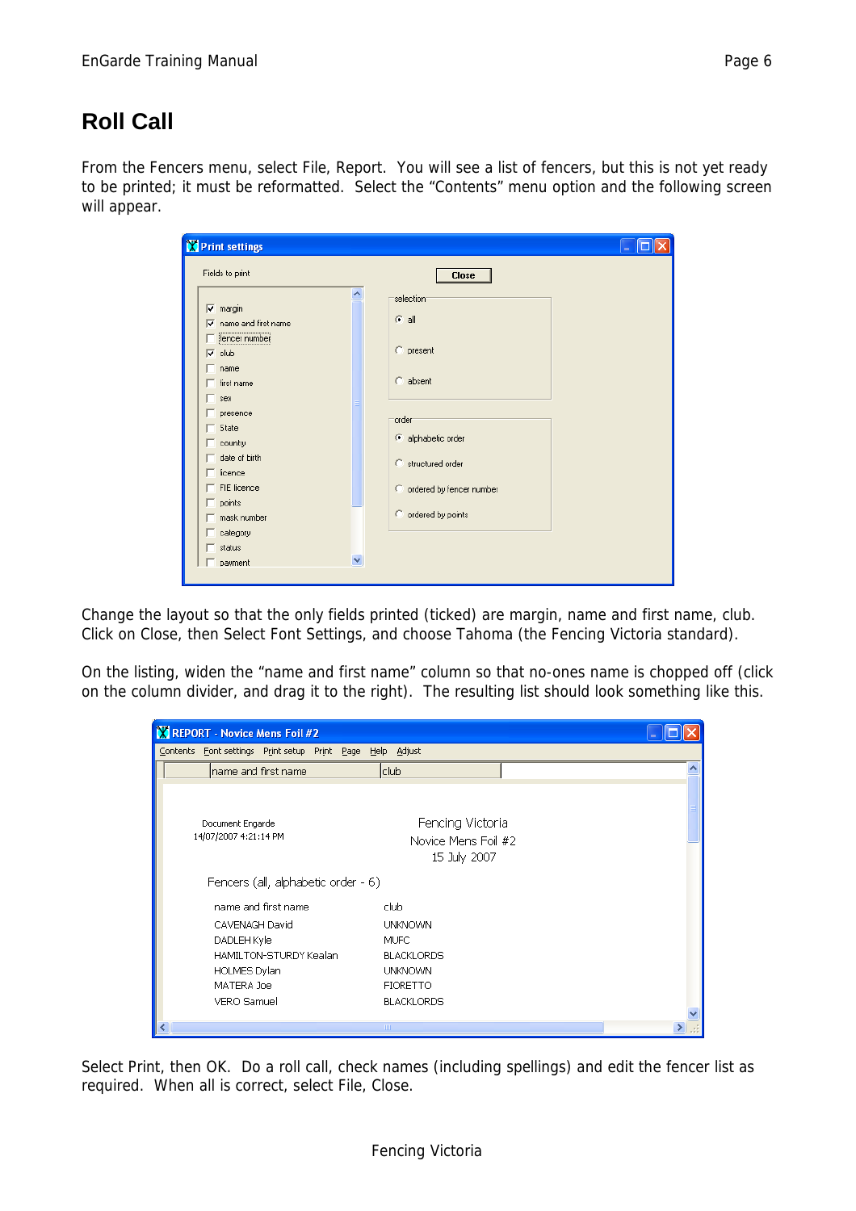# Roll Call

From the Fencers menu, select File, Report. You will see a list of fencers, but this is not yet ready to be printed; it must be reformatted. Select the "Contents" menu option and the following screen will appear.

Change the layout so that the only fields printed (ticked) are margin, name and first name, club. Click on Close, then Select Font Settings, and choose Tahoma (the Fencing Victoria standard).

On the listing, widen the "name and first name" column so that no-ones name is chopped off (click on the column divider, and drag it to the right). The resulting list should look something like this.

Select Print, then OK. Do a roll call, check names (including spellings) and edit the fencer list as required. When all is correct, select File, Close.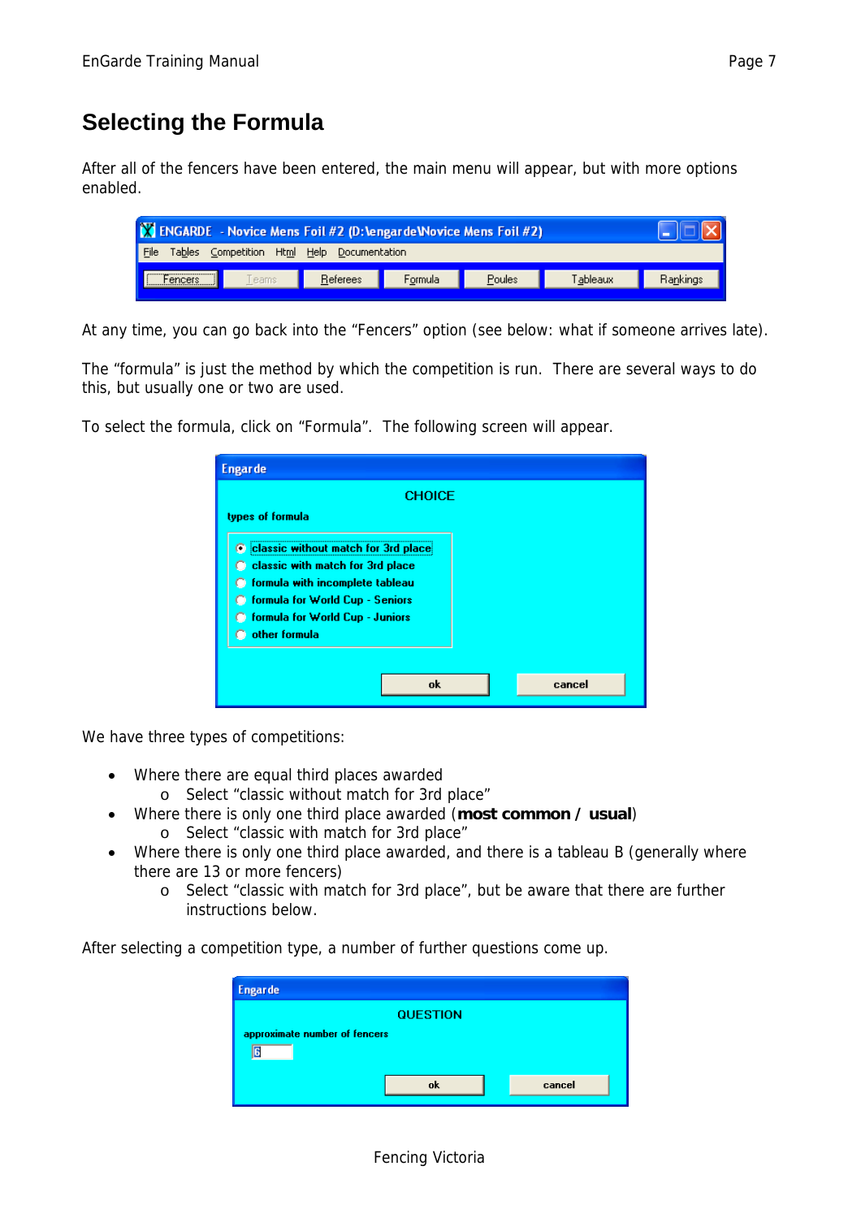# Selecting the Formula

After all of the fencers have been entered, the main menu will appear, but with more options enabled.

At any time, you can go back into the "Fencers" option (see below: what if someone arrives late).

The "formula" is just the method by which the competition is run. There are several ways to do this, but usually one or two are used.

To select the formula, click on "Formula". The following screen will appear.

We have three types of competitions:

- Where there are equal third places awarded
  - Select "classic without match for 3rd place"
- Where there is only one third place awarded (**most common / usual**)
  - Select "classic with match for 3rd place"
- Where there is only one third place awarded, and there is a tableau B (generally where there are 13 or more fencers)
  - Select "classic with match for 3rd place", but be aware that there are further instructions below.

After selecting a competition type, a number of further questions come up.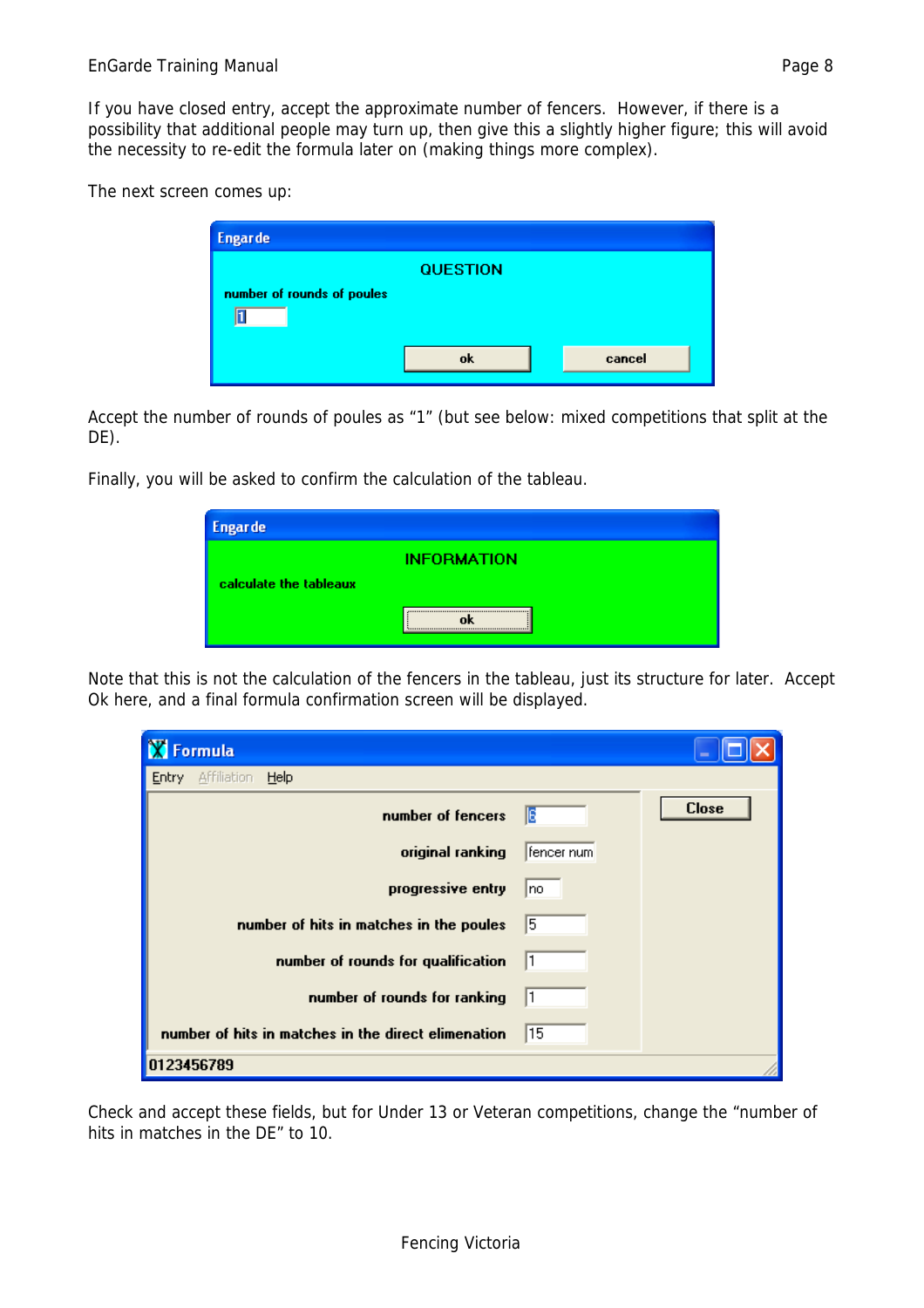If you have closed entry, accept the approximate number of fencers. However, if there is a possibility that additional people may turn up, then give this a slightly higher figure; this will avoid the necessity to re-edit the formula later on (making things more complex).

The next screen comes up:

Engarde

QUESTION

number of rounds of poules

1

ok cancel

Accept the number of rounds of poules as "1" (but see below: mixed competitions that split at the DE).

Finally, you will be asked to confirm the calculation of the tableau.

Engarde

INFORMATION

calculate the tableaux

ok

Note that this is not the calculation of the fencers in the tableau, just its structure for later. Accept Ok here, and a final formula confirmation screen will be displayed.

Formula

Entry Affiliation Help

| | |
|---|---|
| number of fencers | 8 |
| original ranking | fencer num |
| progressive entry | no |
| number of hits in matches in the poules | 5 |
| number of rounds for qualification | 1 |
| number of rounds for ranking | 1 |
| number of hits in matches in the direct elemination | 15 |

Close

0123456789

Check and accept these fields, but for Under 13 or Veteran competitions, change the "number of hits in matches in the DE" to 10.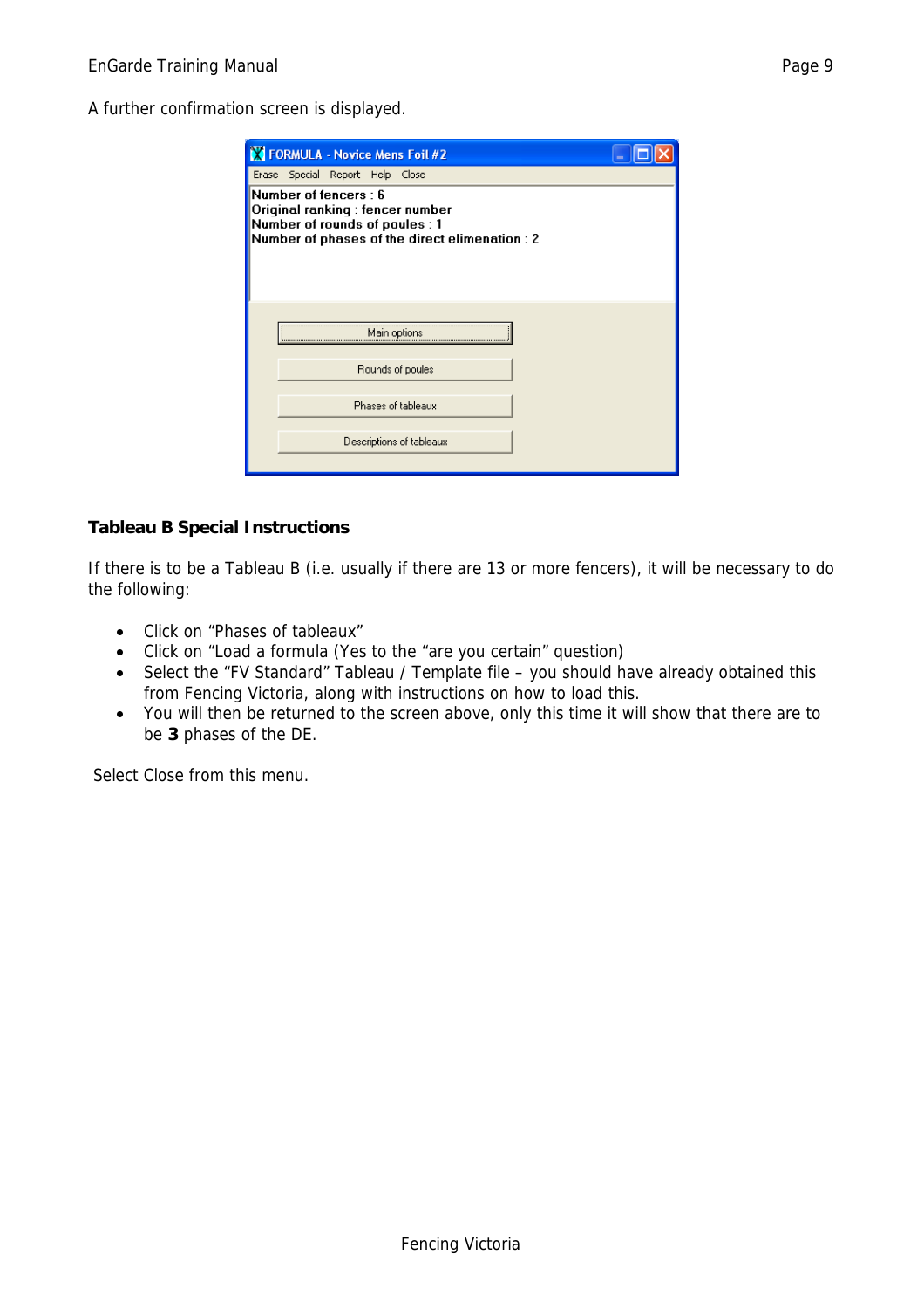A further confirmation screen is displayed.

### Tableau B Special Instructions

If there is to be a Tableau B (i.e. usually if there are 13 or more fencers), it will be necessary to do the following:

- Click on "Phases of tableaux"
- Click on "Load a formula (Yes to the "are you certain" question)
- Select the "FV Standard" Tableau / Template file – you should have already obtained this from Fencing Victoria, along with instructions on how to load this.
- You will then be returned to the screen above, only this time it will show that there are to be **3** phases of the DE.

Select Close from this menu.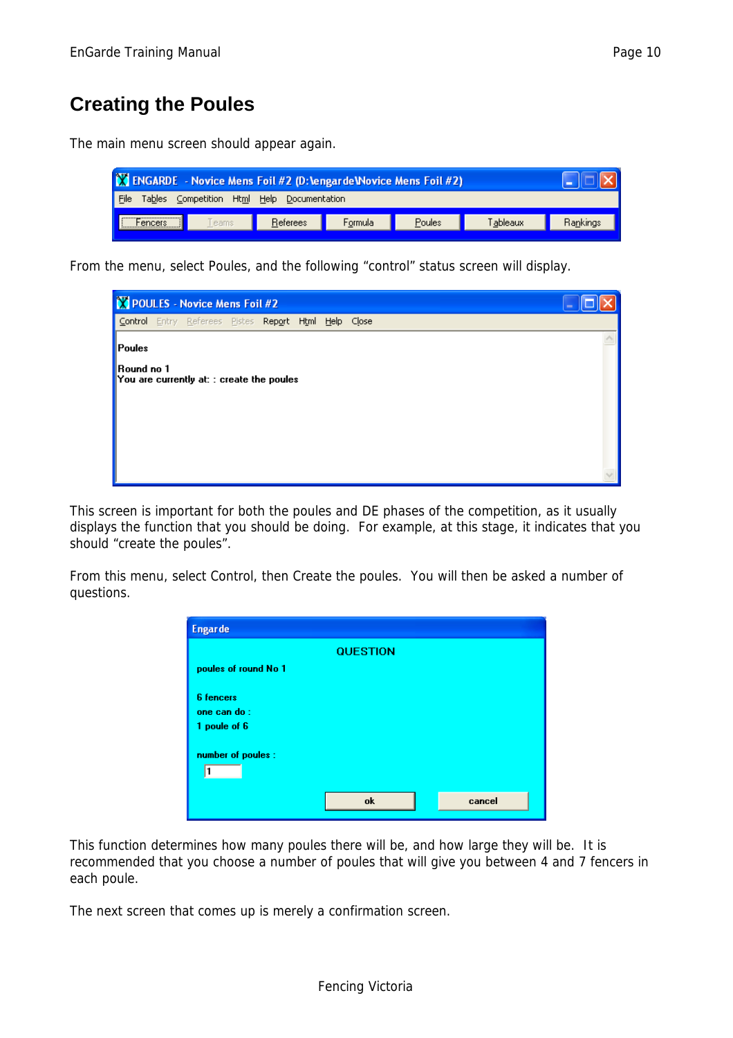# Creating the Poules

The main menu screen should appear again.

From the menu, select Poules, and the following "control" status screen will display.

This screen is important for both the poules and DE phases of the competition, as it usually displays the function that you should be doing. For example, at this stage, it indicates that you should "create the poules".

From this menu, select Control, then Create the poules. You will then be asked a number of questions.

This function determines how many poules there will be, and how large they will be. It is recommended that you choose a number of poules that will give you between 4 and 7 fencers in each poule.

The next screen that comes up is merely a confirmation screen.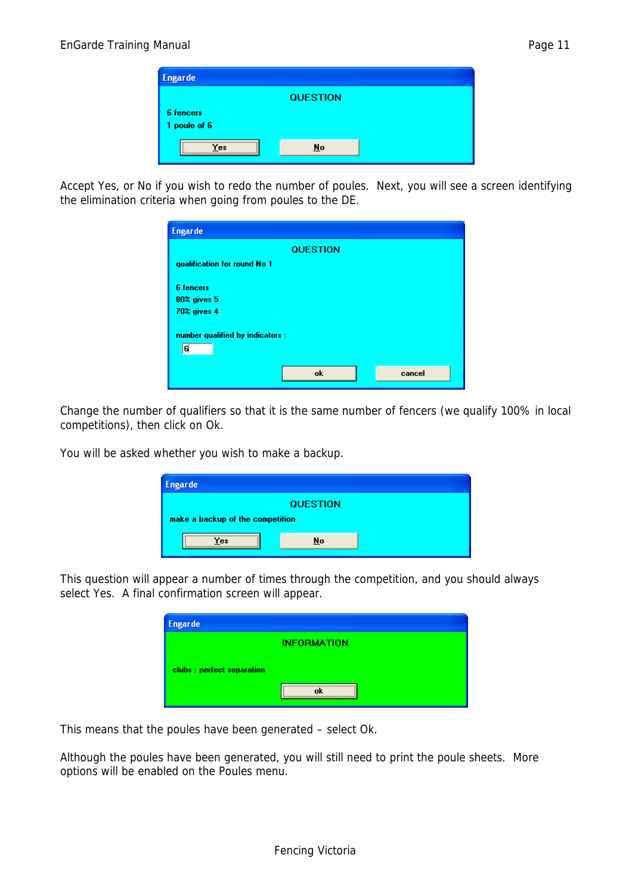Engarde

QUESTION

6 fencers
1 poule of 6

Yes | No

Accept Yes, or No if you wish to redo the number of poules. Next, you will see a screen identifying the elimination criteria when going from poules to the DE.

Engarde

QUESTION

qualification for round No 1

6 fencers
80% gives 5
70% gives 4

number qualified by indicators :
6

ok | cancel

Change the number of qualifiers so that it is the same number of fencers (we qualify 100% in local competitions), then click on Ok.

You will be asked whether you wish to make a backup.

Engarde

QUESTION

make a backup of the competition

Yes | No

This question will appear a number of times through the competition, and you should always select Yes. A final confirmation screen will appear.

Engarde

INFORMATION

clubs : perfect separation

ok

This means that the poules have been generated – select Ok.

Although the poules have been generated, you will still need to print the poule sheets. More options will be enabled on the Poules menu.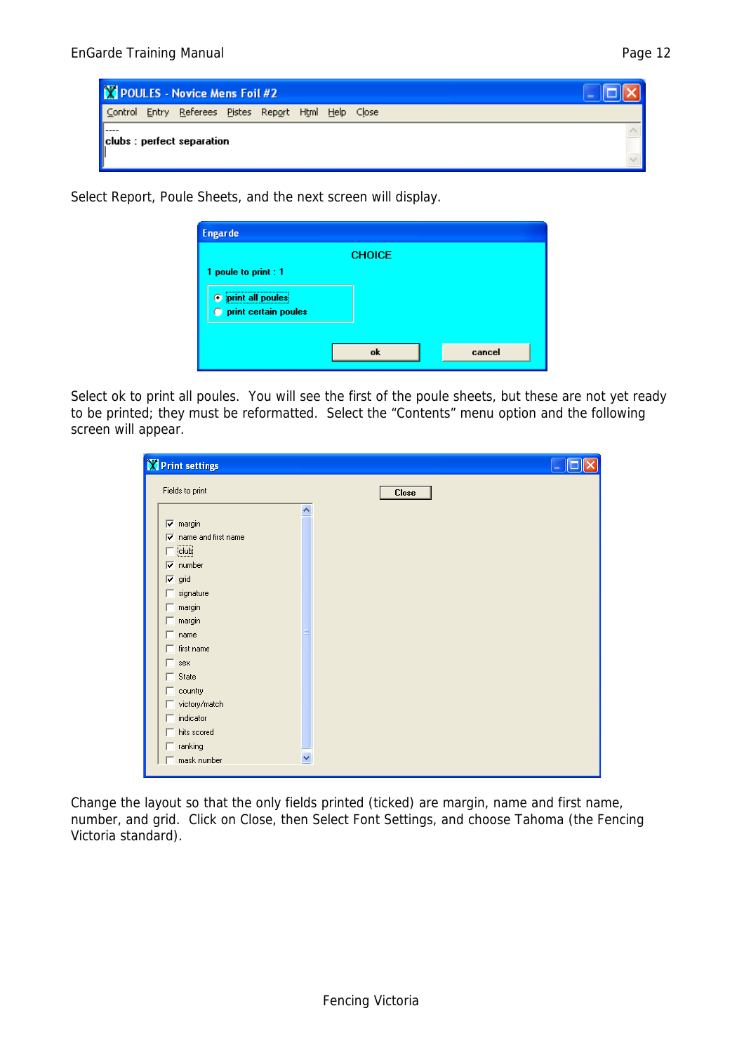Select Report, Poule Sheets, and the next screen will display.

Select ok to print all poules. You will see the first of the poule sheets, but these are not yet ready to be printed; they must be reformatted. Select the "Contents" menu option and the following screen will appear.

Change the layout so that the only fields printed (ticked) are margin, name and first name, number, and grid. Click on Close, then Select Font Settings, and choose Tahoma (the Fencing Victoria standard).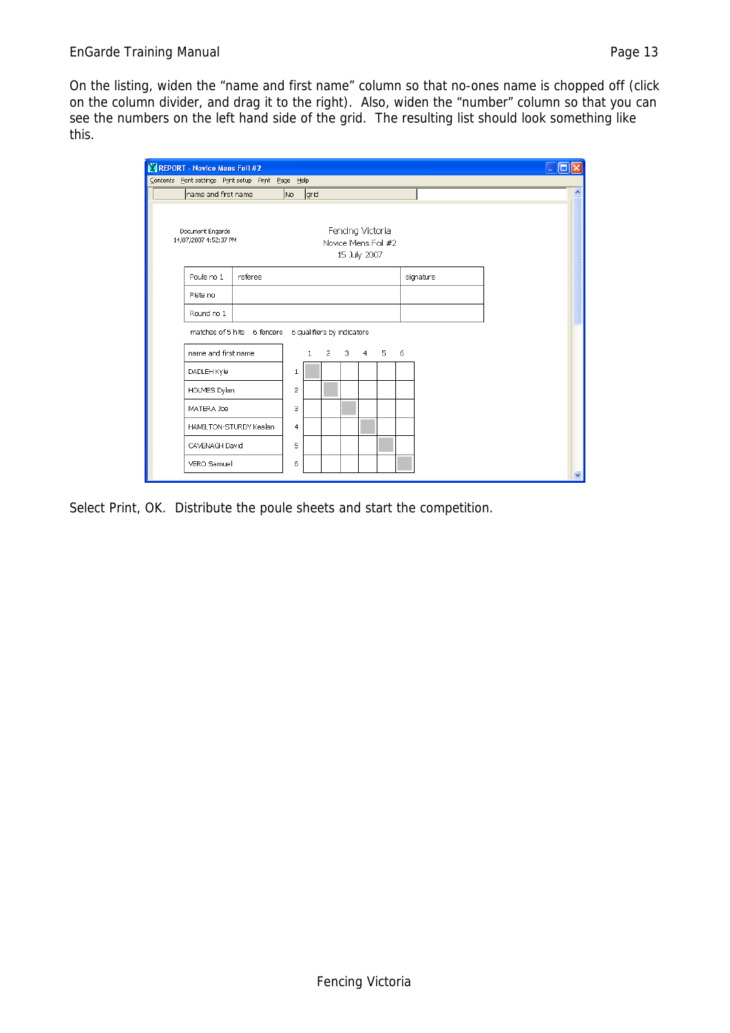On the listing, widen the “name and first name” column so that no-ones name is chopped off (click on the column divider, and drag it to the right). Also, widen the “number” column so that you can see the numbers on the left hand side of the grid. The resulting list should look something like this.

REPORT - Novice Mens Foil #2

Contents Font settings Print setup Print Page Help

Document Engarde
14/07/2007 4:52:37 PM

Fencing Victoria
Novice Mens Foil #2
15 July 2007

| Poule no 1 | referee | signature |
|---|---|---|
| Piste no | | |
| Round no 1 | | |

matches of 5 hits 6 fencers 6 qualifiers by indicators

| name and first name | No | 1 | 2 | 3 | 4 | 5 | 6 |
|---|---|---|---|---|---|---|---|
| DADLEH Kyle | 1 | | | | | | |
| HOLMES Dylan | 2 | | | | | | |
| MATERA Joe | 3 | | | | | | |
| HAMILTON-STURDY Kealan | 4 | | | | | | |
| CAVENAGH David | 5 | | | | | | |
| VERO Samuel | 6 | | | | | | |

Select Print, OK. Distribute the poule sheets and start the competition.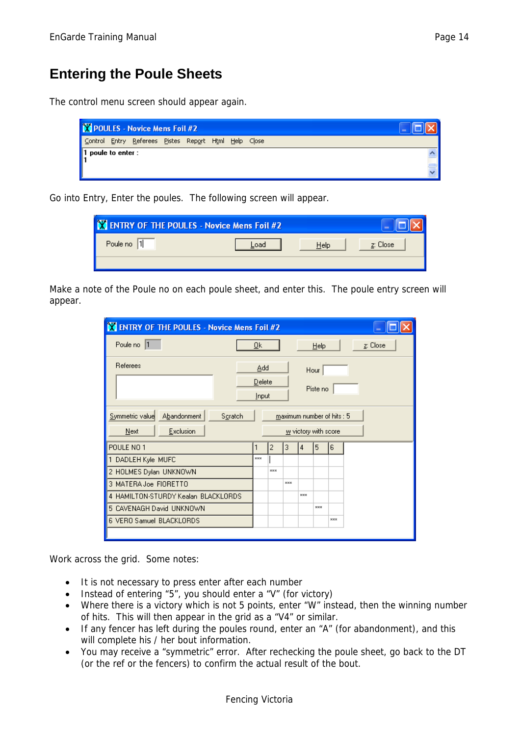# Entering the Poule Sheets

The control menu screen should appear again.

Go into Entry, Enter the poules. The following screen will appear.

Make a note of the Poule no on each poule sheet, and enter this. The poule entry screen will appear.

Work across the grid. Some notes:

- It is not necessary to press enter after each number
- Instead of entering “5”, you should enter a “V” (for victory)
- Where there is a victory which is not 5 points, enter “W” instead, then the winning number of hits. This will then appear in the grid as a “V4” or similar.
- If any fencer has left during the poules round, enter an “A” (for abandonment), and this will complete his / her bout information.
- You may receive a “symmetric” error. After rechecking the poule sheet, go back to the DT (or the ref or the fencers) to confirm the actual result of the bout.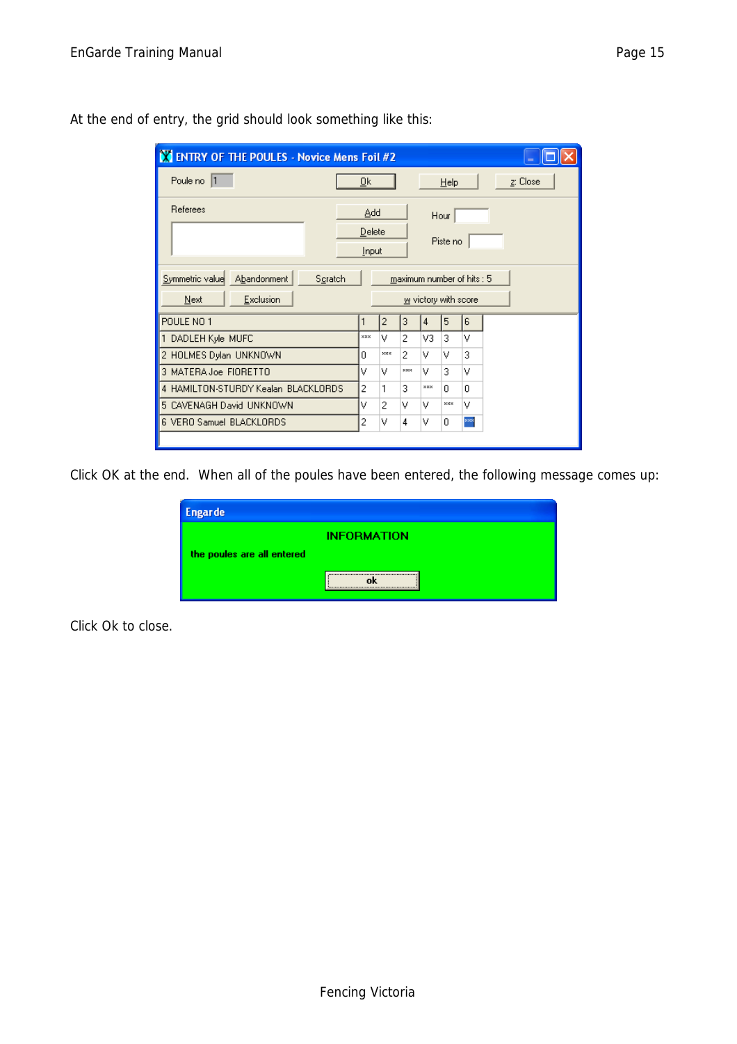At the end of entry, the grid should look something like this:

| POULE NO 1 | 1 | 2 | 3 | 4 | 5 | 6 |
|---|---|---|---|---|---|---|
| 1 DADLEH Kyle MUFC | *** | V | 2 | V3 | 3 | V |
| 2 HOLMES Dylan UNKNOWN | 0 | *** | 2 | V | V | 3 |
| 3 MATERA Joe FIORETTO | V | V | *** | V | 3 | V |
| 4 HAMILTON-STURDY Kealan BLACKLORDS | 2 | 1 | 3 | *** | 0 | 0 |
| 5 CAVENAGH David UNKNOWN | V | 2 | V | V | *** | V |
| 6 VERO Samuel BLACKLORDS | 2 | V | 4 | V | 0 | *** |

Click OK at the end. When all of the poules have been entered, the following message comes up:

**INFORMATION**

**the poules are all entered**

Click Ok to close.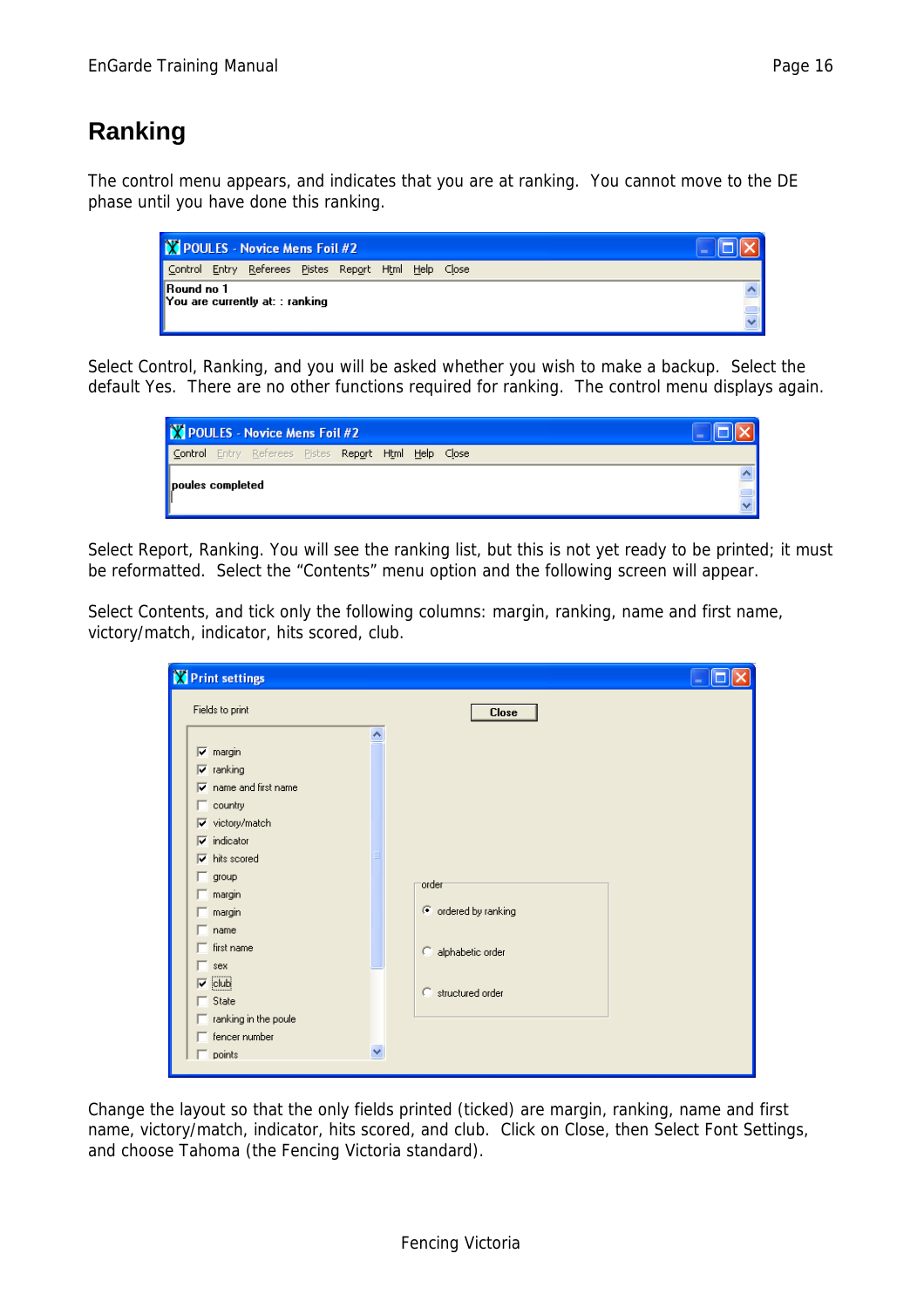# Ranking

The control menu appears, and indicates that you are at ranking. You cannot move to the DE phase until you have done this ranking.

Select Control, Ranking, and you will be asked whether you wish to make a backup. Select the default Yes. There are no other functions required for ranking. The control menu displays again.

Select Report, Ranking. You will see the ranking list, but this is not yet ready to be printed; it must be reformatted. Select the "Contents" menu option and the following screen will appear.

Select Contents, and tick only the following columns: margin, ranking, name and first name, victory/match, indicator, hits scored, club.

Change the layout so that the only fields printed (ticked) are margin, ranking, name and first name, victory/match, indicator, hits scored, and club. Click on Close, then Select Font Settings, and choose Tahoma (the Fencing Victoria standard).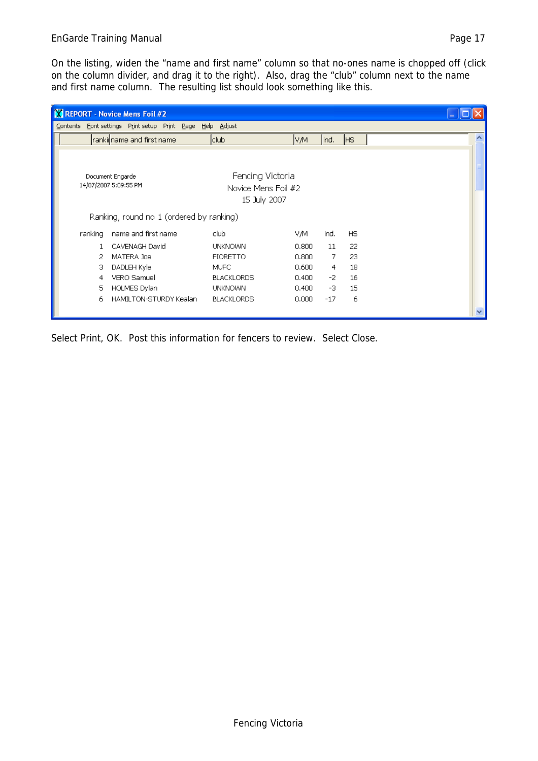On the listing, widen the "name and first name" column so that no-ones name is chopped off (click on the column divider, and drag it to the right). Also, drag the "club" column next to the name and first name column. The resulting list should look something like this.

REPORT - Novice Mens Foil #2

Contents  Font settings  Print setup  Print  Page  Help  Adjust

Document Engarde
14/07/2007 5:09:55 PM

Fencing Victoria
Novice Mens Foil #2
15 July 2007

Ranking, round no 1 (ordered by ranking)

| ranking | name and first name | club | V/M | ind. | HS |
|---|---|---|---|---|---|
| 1 | CAVENAGH David | UNKNOWN | 0.800 | 11 | 22 |
| 2 | MATERA Joe | FIORETTO | 0.800 | 7 | 23 |
| 3 | DADLEH Kyle | MUFC | 0.600 | 4 | 18 |
| 4 | VERO Samuel | BLACKLORDS | 0.400 | -2 | 16 |
| 5 | HOLMES Dylan | UNKNOWN | 0.400 | -3 | 15 |
| 6 | HAMILTON-STURDY Kealan | BLACKLORDS | 0.000 | -17 | 6 |

Select Print, OK. Post this information for fencers to review. Select Close.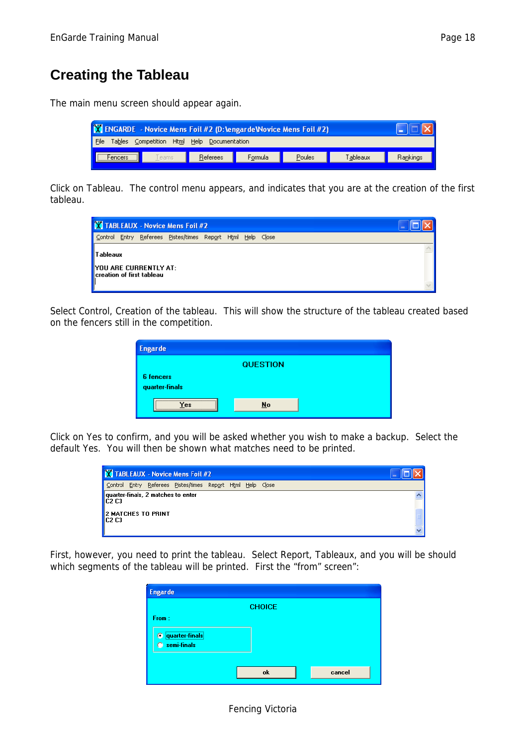# Creating the Tableau

The main menu screen should appear again.

Click on Tableau. The control menu appears, and indicates that you are at the creation of the first tableau.

Select Control, Creation of the tableau. This will show the structure of the tableau created based on the fencers still in the competition.

Click on Yes to confirm, and you will be asked whether you wish to make a backup. Select the default Yes. You will then be shown what matches need to be printed.

First, however, you need to print the tableau. Select Report, Tableaux, and you will be should which segments of the tableau will be printed. First the "from" screen":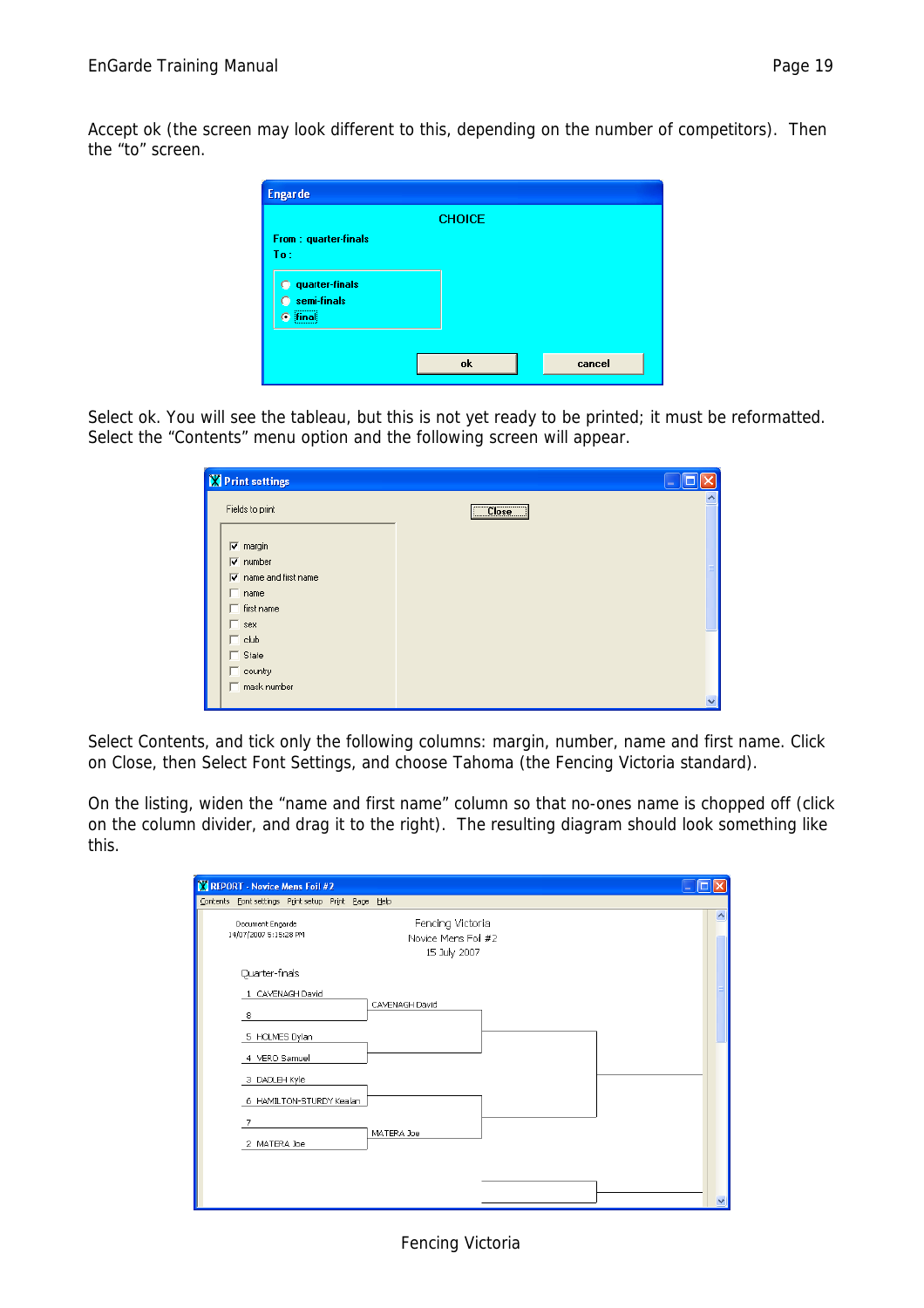Accept ok (the screen may look different to this, depending on the number of competitors). Then the "to" screen.

Select ok. You will see the tableau, but this is not yet ready to be printed; it must be reformatted. Select the "Contents" menu option and the following screen will appear.

Select Contents, and tick only the following columns: margin, number, name and first name. Click on Close, then Select Font Settings, and choose Tahoma (the Fencing Victoria standard).

On the listing, widen the "name and first name" column so that no-ones name is chopped off (click on the column divider, and drag it to the right). The resulting diagram should look something like this.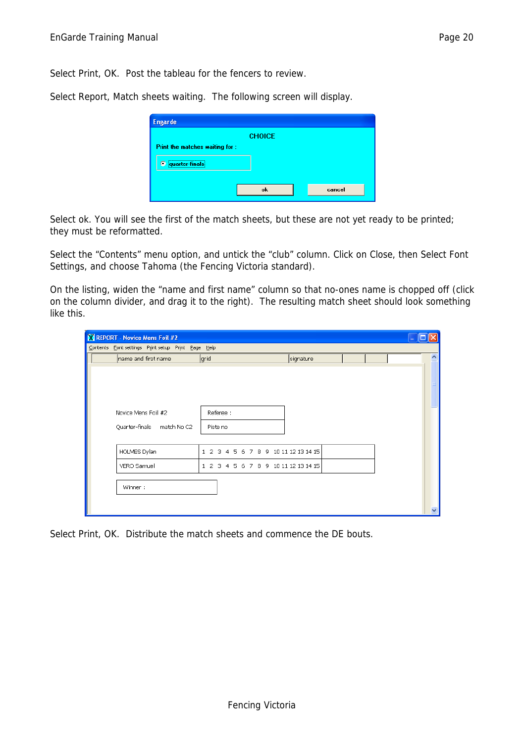Select Print, OK.  Post the tableau for the fencers to review.

Select Report, Match sheets waiting.  The following screen will display.

Select ok. You will see the first of the match sheets, but these are not yet ready to be printed; they must be reformatted.

Select the “Contents” menu option, and untick the “club” column. Click on Close, then Select Font Settings, and choose Tahoma (the Fencing Victoria standard).

On the listing, widen the “name and first name” column so that no-ones name is chopped off (click on the column divider, and drag it to the right).  The resulting match sheet should look something like this.

Select Print, OK.  Distribute the match sheets and commence the DE bouts.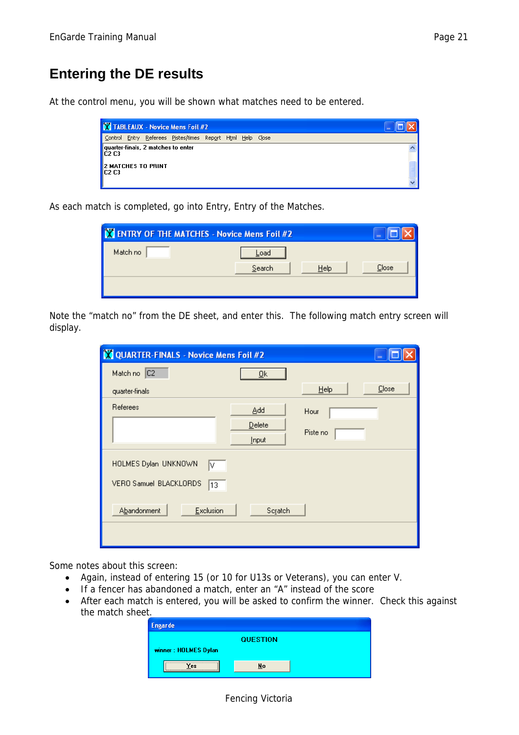# Entering the DE results

At the control menu, you will be shown what matches need to be entered.

As each match is completed, go into Entry, Entry of the Matches.

Note the "match no" from the DE sheet, and enter this. The following match entry screen will display.

Some notes about this screen:

- Again, instead of entering 15 (or 10 for U13s or Veterans), you can enter V.
- If a fencer has abandoned a match, enter an "A" instead of the score
- After each match is entered, you will be asked to confirm the winner. Check this against the match sheet.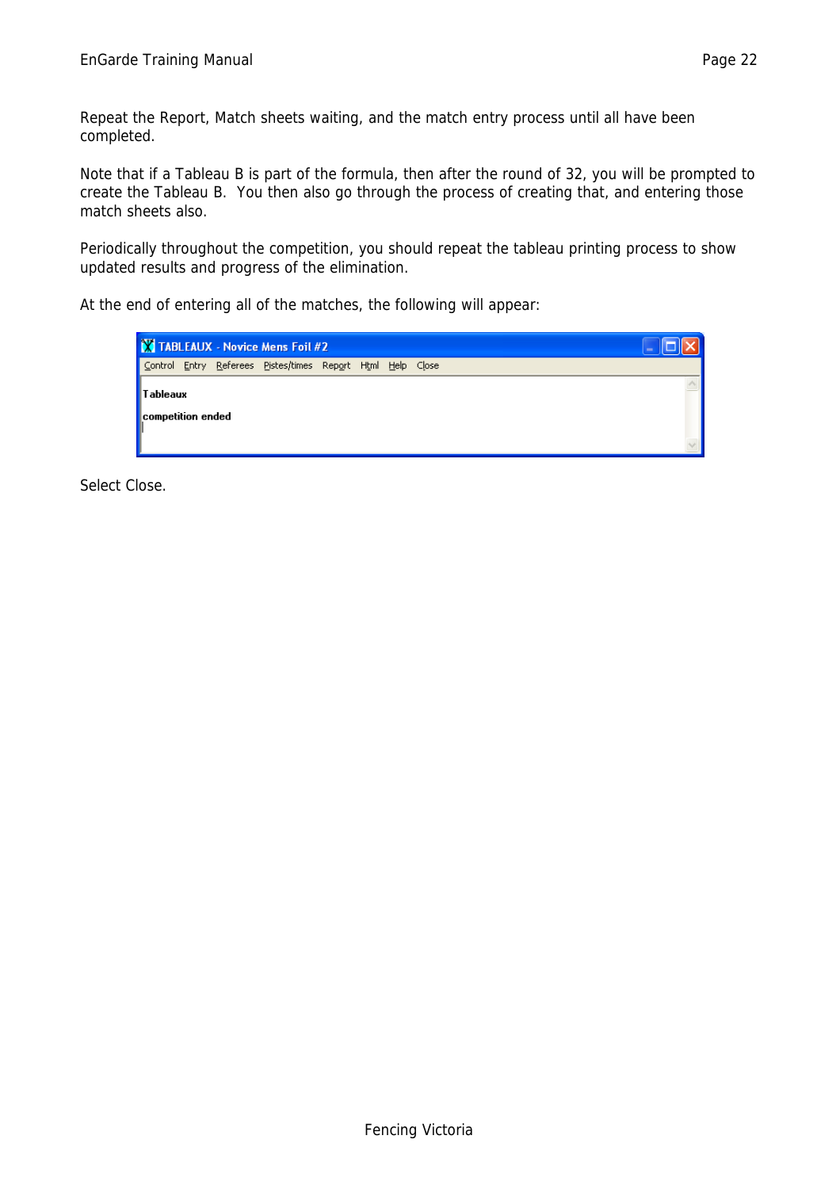Repeat the Report, Match sheets waiting, and the match entry process until all have been completed.

Note that if a Tableau B is part of the formula, then after the round of 32, you will be prompted to create the Tableau B. You then also go through the process of creating that, and entering those match sheets also.

Periodically throughout the competition, you should repeat the tableau printing process to show updated results and progress of the elimination.

At the end of entering all of the matches, the following will appear:

Select Close.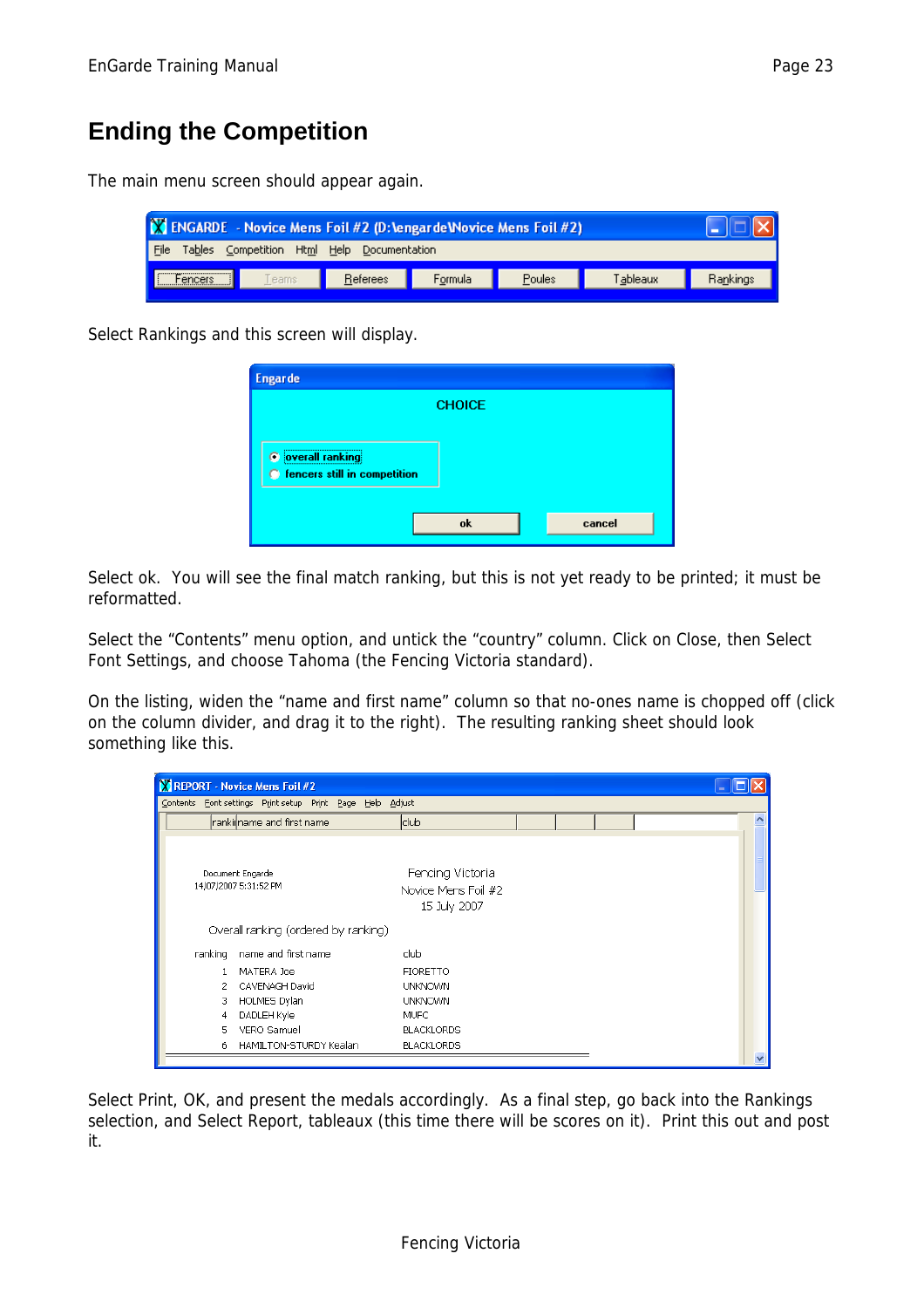# Ending the Competition

The main menu screen should appear again.

Select Rankings and this screen will display.

Select ok. You will see the final match ranking, but this is not yet ready to be printed; it must be reformatted.

Select the “Contents” menu option, and untick the “country” column. Click on Close, then Select Font Settings, and choose Tahoma (the Fencing Victoria standard).

On the listing, widen the “name and first name” column so that no-ones name is chopped off (click on the column divider, and drag it to the right). The resulting ranking sheet should look something like this.

Select Print, OK, and present the medals accordingly. As a final step, go back into the Rankings selection, and Select Report, tableaux (this time there will be scores on it). Print this out and post it.